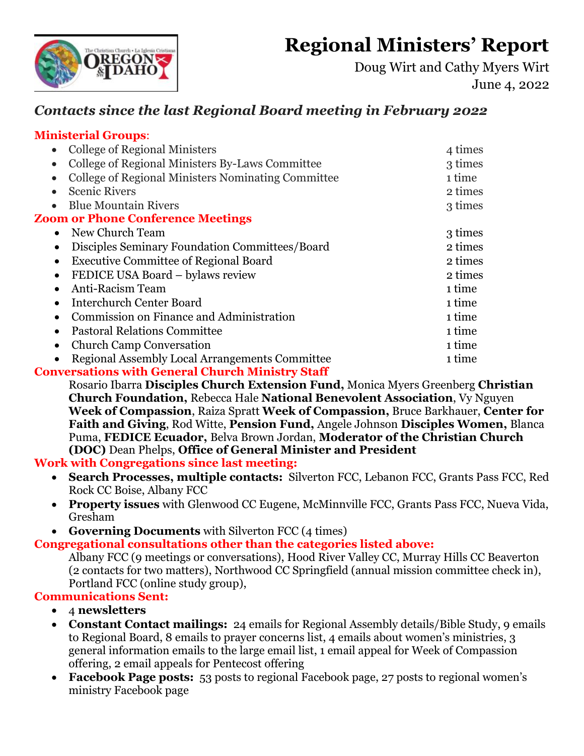# Regional Ministers' Report

Doug Wirt and Cathy Myers Wirt
June 4, 2022

## *Contacts since the last Regional Board meeting in February 2022*

### Ministerial Groups:

- College of Regional Ministers — 4 times
- College of Regional Ministers By-Laws Committee — 3 times
- College of Regional Ministers Nominating Committee — 1 time
- Scenic Rivers — 2 times
- Blue Mountain Rivers — 3 times

### Zoom or Phone Conference Meetings

- New Church Team — 3 times
- Disciples Seminary Foundation Committees/Board — 2 times
- Executive Committee of Regional Board — 2 times
- FEDICE USA Board – bylaws review — 2 times
- Anti-Racism Team — 1 time
- Interchurch Center Board — 1 time
- Commission on Finance and Administration — 1 time
- Pastoral Relations Committee — 1 time
- Church Camp Conversation — 1 time
- Regional Assembly Local Arrangements Committee — 1 time

### Conversations with General Church Ministry Staff

Rosario Ibarra **Disciples Church Extension Fund,** Monica Myers Greenberg **Christian Church Foundation,** Rebecca Hale **National Benevolent Association**, Vy Nguyen **Week of Compassion**, Raiza Spratt **Week of Compassion,** Bruce Barkhauer, **Center for Faith and Giving**, Rod Witte, **Pension Fund,** Angele Johnson **Disciples Women,** Blanca Puma, **FEDICE Ecuador,** Belva Brown Jordan, **Moderator of the Christian Church (DOC)** Dean Phelps, **Office of General Minister and President**

### Work with Congregations since last meeting:

- **Search Processes, multiple contacts:** Silverton FCC, Lebanon FCC, Grants Pass FCC, Red Rock CC Boise, Albany FCC
- **Property issues** with Glenwood CC Eugene, McMinnville FCC, Grants Pass FCC, Nueva Vida, Gresham
- **Governing Documents** with Silverton FCC (4 times)

### Congregational consultations other than the categories listed above:

Albany FCC (9 meetings or conversations), Hood River Valley CC, Murray Hills CC Beaverton (2 contacts for two matters), Northwood CC Springfield (annual mission committee check in), Portland FCC (online study group),

### Communications Sent:

- 4 **newsletters**
- **Constant Contact mailings:** 24 emails for Regional Assembly details/Bible Study, 9 emails to Regional Board, 8 emails to prayer concerns list, 4 emails about women's ministries, 3 general information emails to the large email list, 1 email appeal for Week of Compassion offering, 2 email appeals for Pentecost offering
- **Facebook Page posts:** 53 posts to regional Facebook page, 27 posts to regional women's ministry Facebook page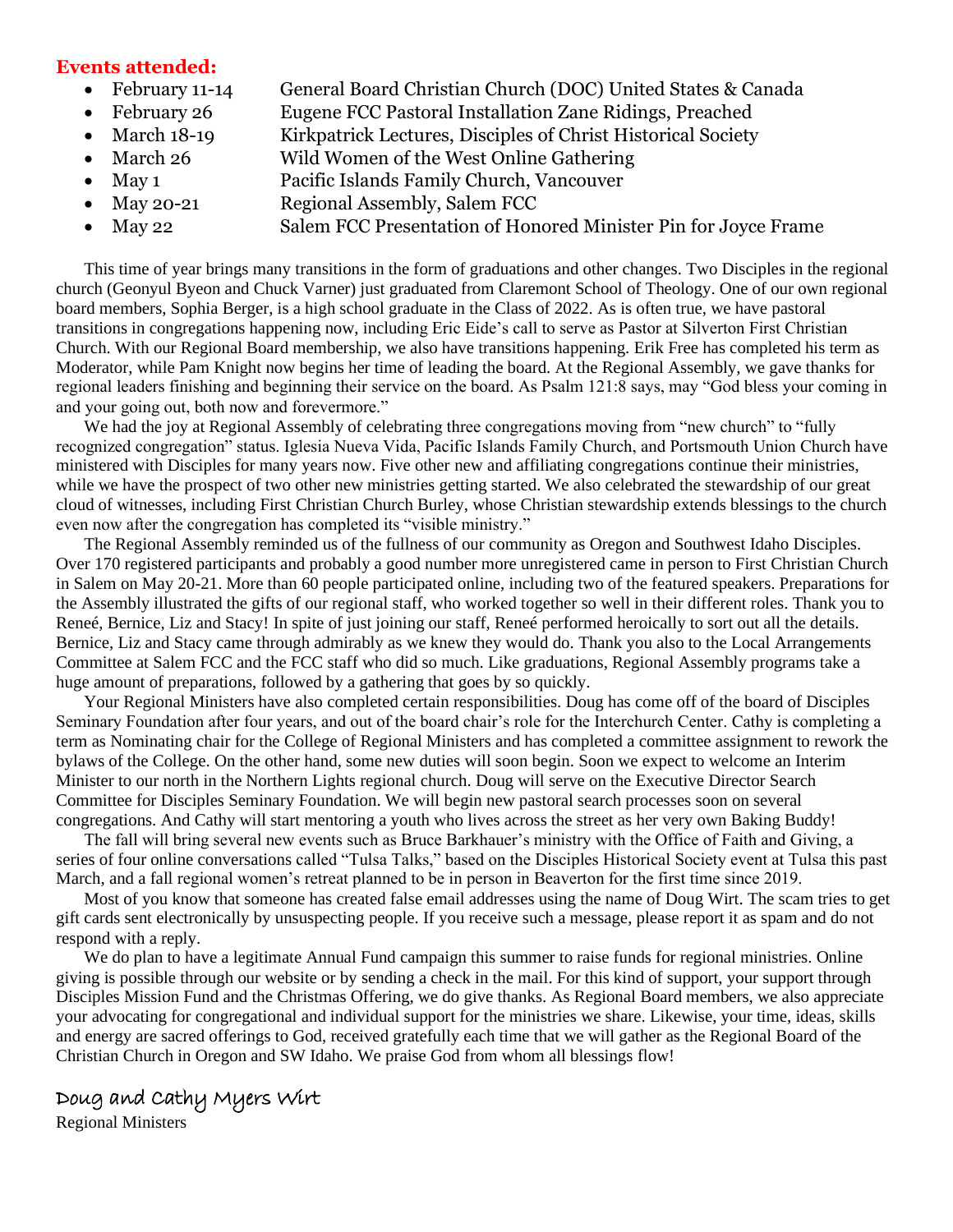## Events attended:

- February 11-14 General Board Christian Church (DOC) United States & Canada
- February 26 Eugene FCC Pastoral Installation Zane Ridings, Preached
- March 18-19 Kirkpatrick Lectures, Disciples of Christ Historical Society
- March 26 Wild Women of the West Online Gathering
- May 1 Pacific Islands Family Church, Vancouver
- May 20-21 Regional Assembly, Salem FCC
- May 22 Salem FCC Presentation of Honored Minister Pin for Joyce Frame

This time of year brings many transitions in the form of graduations and other changes. Two Disciples in the regional church (Geonyul Byeon and Chuck Varner) just graduated from Claremont School of Theology. One of our own regional board members, Sophia Berger, is a high school graduate in the Class of 2022. As is often true, we have pastoral transitions in congregations happening now, including Eric Eide's call to serve as Pastor at Silverton First Christian Church. With our Regional Board membership, we also have transitions happening. Erik Free has completed his term as Moderator, while Pam Knight now begins her time of leading the board. At the Regional Assembly, we gave thanks for regional leaders finishing and beginning their service on the board. As Psalm 121:8 says, may "God bless your coming in and your going out, both now and forevermore."

We had the joy at Regional Assembly of celebrating three congregations moving from "new church" to "fully recognized congregation" status. Iglesia Nueva Vida, Pacific Islands Family Church, and Portsmouth Union Church have ministered with Disciples for many years now. Five other new and affiliating congregations continue their ministries, while we have the prospect of two other new ministries getting started. We also celebrated the stewardship of our great cloud of witnesses, including First Christian Church Burley, whose Christian stewardship extends blessings to the church even now after the congregation has completed its "visible ministry."

The Regional Assembly reminded us of the fullness of our community as Oregon and Southwest Idaho Disciples. Over 170 registered participants and probably a good number more unregistered came in person to First Christian Church in Salem on May 20-21. More than 60 people participated online, including two of the featured speakers. Preparations for the Assembly illustrated the gifts of our regional staff, who worked together so well in their different roles. Thank you to Reneé, Bernice, Liz and Stacy! In spite of just joining our staff, Reneé performed heroically to sort out all the details. Bernice, Liz and Stacy came through admirably as we knew they would do. Thank you also to the Local Arrangements Committee at Salem FCC and the FCC staff who did so much. Like graduations, Regional Assembly programs take a huge amount of preparations, followed by a gathering that goes by so quickly.

Your Regional Ministers have also completed certain responsibilities. Doug has come off of the board of Disciples Seminary Foundation after four years, and out of the board chair's role for the Interchurch Center. Cathy is completing a term as Nominating chair for the College of Regional Ministers and has completed a committee assignment to rework the bylaws of the College. On the other hand, some new duties will soon begin. Soon we expect to welcome an Interim Minister to our north in the Northern Lights regional church. Doug will serve on the Executive Director Search Committee for Disciples Seminary Foundation. We will begin new pastoral search processes soon on several congregations. And Cathy will start mentoring a youth who lives across the street as her very own Baking Buddy!

The fall will bring several new events such as Bruce Barkhauer's ministry with the Office of Faith and Giving, a series of four online conversations called "Tulsa Talks," based on the Disciples Historical Society event at Tulsa this past March, and a fall regional women's retreat planned to be in person in Beaverton for the first time since 2019.

Most of you know that someone has created false email addresses using the name of Doug Wirt. The scam tries to get gift cards sent electronically by unsuspecting people. If you receive such a message, please report it as spam and do not respond with a reply.

We do plan to have a legitimate Annual Fund campaign this summer to raise funds for regional ministries. Online giving is possible through our website or by sending a check in the mail. For this kind of support, your support through Disciples Mission Fund and the Christmas Offering, we do give thanks. As Regional Board members, we also appreciate your advocating for congregational and individual support for the ministries we share. Likewise, your time, ideas, skills and energy are sacred offerings to God, received gratefully each time that we will gather as the Regional Board of the Christian Church in Oregon and SW Idaho. We praise God from whom all blessings flow!

Doug and Cathy Myers Wirt
Regional Ministers